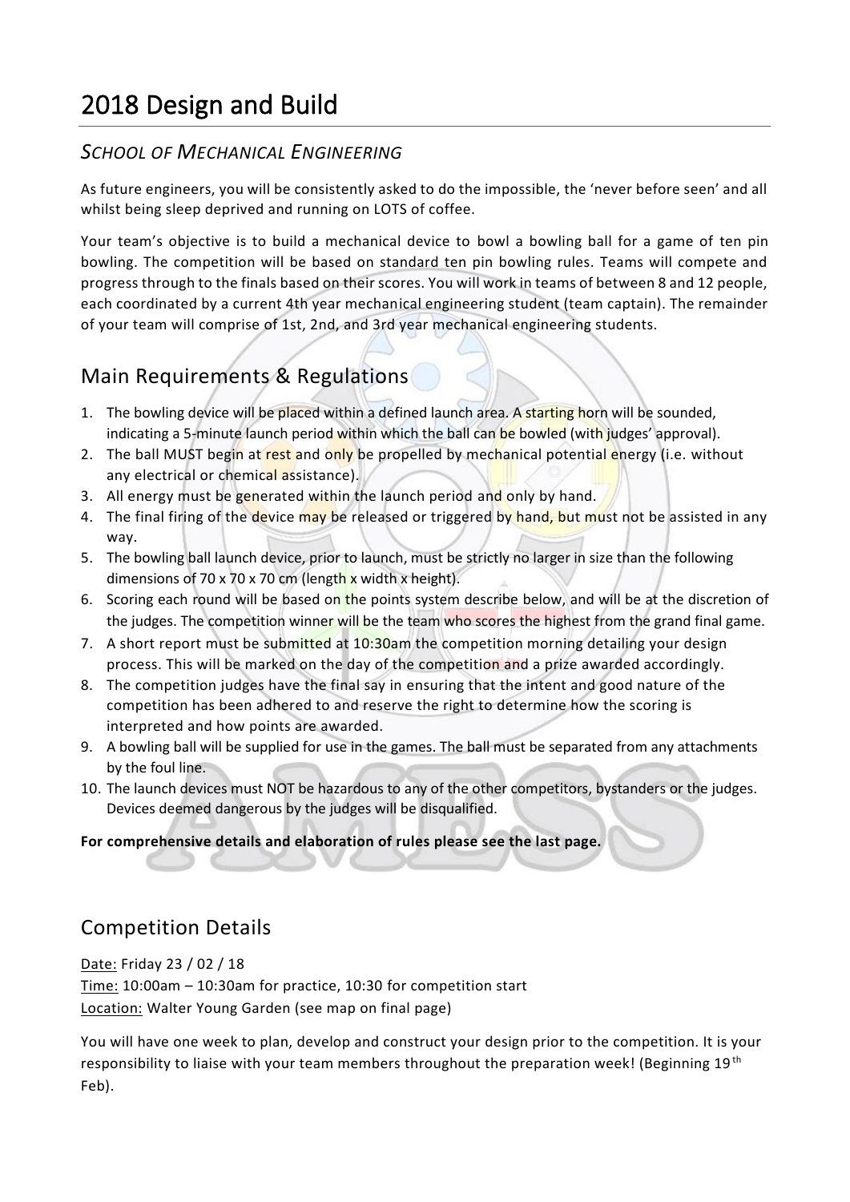# 2018 Design and Build

## *SCHOOL OF MECHANICAL ENGINEERING*

As future engineers, you will be consistently asked to do the impossible, the 'never before seen' and all whilst being sleep deprived and running on LOTS of coffee.

Your team's objective is to build a mechanical device to bowl a bowling ball for a game of ten pin bowling. The competition will be based on standard ten pin bowling rules. Teams will compete and progress through to the finals based on their scores. You will work in teams of between 8 and 12 people, each coordinated by a current 4th year mechanical engineering student (team captain). The remainder of your team will comprise of 1st, 2nd, and 3rd year mechanical engineering students.

## Main Requirements & Regulations

1. The bowling device will be placed within a defined launch area. A starting horn will be sounded, indicating a 5-minute launch period within which the ball can be bowled (with judges' approval).
2. The ball MUST begin at rest and only be propelled by mechanical potential energy (i.e. without any electrical or chemical assistance).
3. All energy must be generated within the launch period and only by hand.
4. The final firing of the device may be released or triggered by hand, but must not be assisted in any way.
5. The bowling ball launch device, prior to launch, must be strictly no larger in size than the following dimensions of 70 x 70 x 70 cm (length x width x height).
6. Scoring each round will be based on the points system describe below, and will be at the discretion of the judges. The competition winner will be the team who scores the highest from the grand final game.
7. A short report must be submitted at 10:30am the competition morning detailing your design process. This will be marked on the day of the competition and a prize awarded accordingly.
8. The competition judges have the final say in ensuring that the intent and good nature of the competition has been adhered to and reserve the right to determine how the scoring is interpreted and how points are awarded.
9. A bowling ball will be supplied for use in the games. The ball must be separated from any attachments by the foul line.
10. The launch devices must NOT be hazardous to any of the other competitors, bystanders or the judges. Devices deemed dangerous by the judges will be disqualified.

**For comprehensive details and elaboration of rules please see the last page.**

## Competition Details

Date: Friday 23 / 02 / 18
Time: 10:00am – 10:30am for practice, 10:30 for competition start
Location: Walter Young Garden (see map on final page)

You will have one week to plan, develop and construct your design prior to the competition. It is your responsibility to liaise with your team members throughout the preparation week! (Beginning 19th Feb).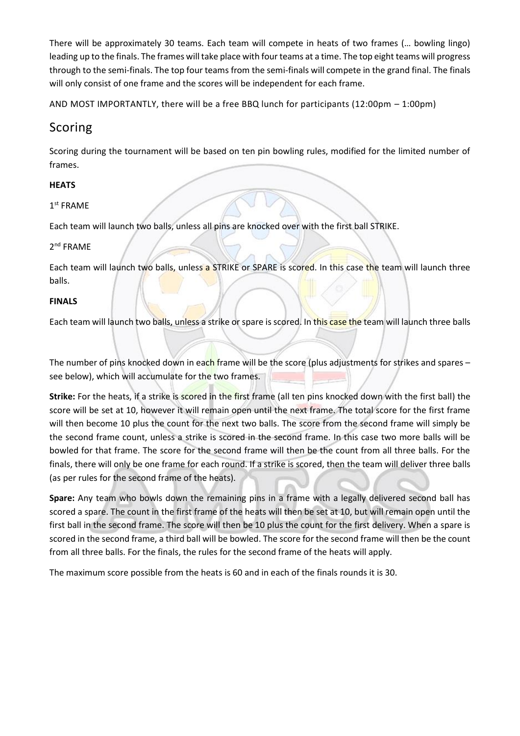There will be approximately 30 teams. Each team will compete in heats of two frames (… bowling lingo) leading up to the finals. The frames will take place with four teams at a time. The top eight teams will progress through to the semi-finals. The top four teams from the semi-finals will compete in the grand final. The finals will only consist of one frame and the scores will be independent for each frame.

AND MOST IMPORTANTLY, there will be a free BBQ lunch for participants (12:00pm – 1:00pm)

## Scoring

Scoring during the tournament will be based on ten pin bowling rules, modified for the limited number of frames.

**HEATS**

1st FRAME

Each team will launch two balls, unless all pins are knocked over with the first ball STRIKE.

2nd FRAME

Each team will launch two balls, unless a STRIKE or SPARE is scored. In this case the team will launch three balls.

**FINALS**

Each team will launch two balls, unless a strike or spare is scored. In this case the team will launch three balls

The number of pins knocked down in each frame will be the score (plus adjustments for strikes and spares – see below), which will accumulate for the two frames.

**Strike:** For the heats, if a strike is scored in the first frame (all ten pins knocked down with the first ball) the score will be set at 10, however it will remain open until the next frame. The total score for the first frame will then become 10 plus the count for the next two balls. The score from the second frame will simply be the second frame count, unless a strike is scored in the second frame. In this case two more balls will be bowled for that frame. The score for the second frame will then be the count from all three balls. For the finals, there will only be one frame for each round. If a strike is scored, then the team will deliver three balls (as per rules for the second frame of the heats).

**Spare:** Any team who bowls down the remaining pins in a frame with a legally delivered second ball has scored a spare. The count in the first frame of the heats will then be set at 10, but will remain open until the first ball in the second frame. The score will then be 10 plus the count for the first delivery. When a spare is scored in the second frame, a third ball will be bowled. The score for the second frame will then be the count from all three balls. For the finals, the rules for the second frame of the heats will apply.

The maximum score possible from the heats is 60 and in each of the finals rounds it is 30.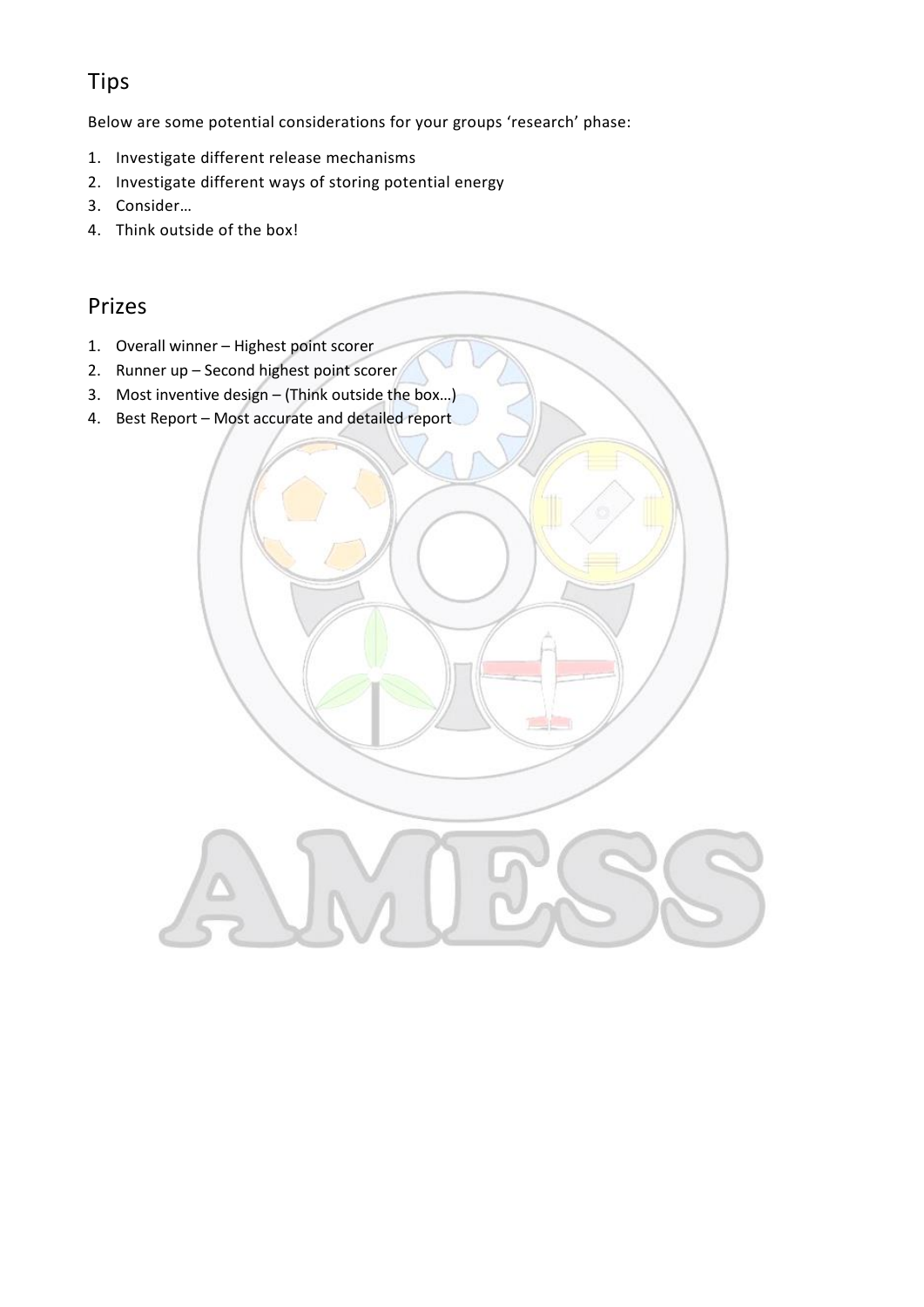## Tips

Below are some potential considerations for your groups 'research' phase:

1. Investigate different release mechanisms
2. Investigate different ways of storing potential energy
3. Consider…
4. Think outside of the box!

## Prizes

1. Overall winner – Highest point scorer
2. Runner up – Second highest point scorer
3. Most inventive design – (Think outside the box…)
4. Best Report – Most accurate and detailed report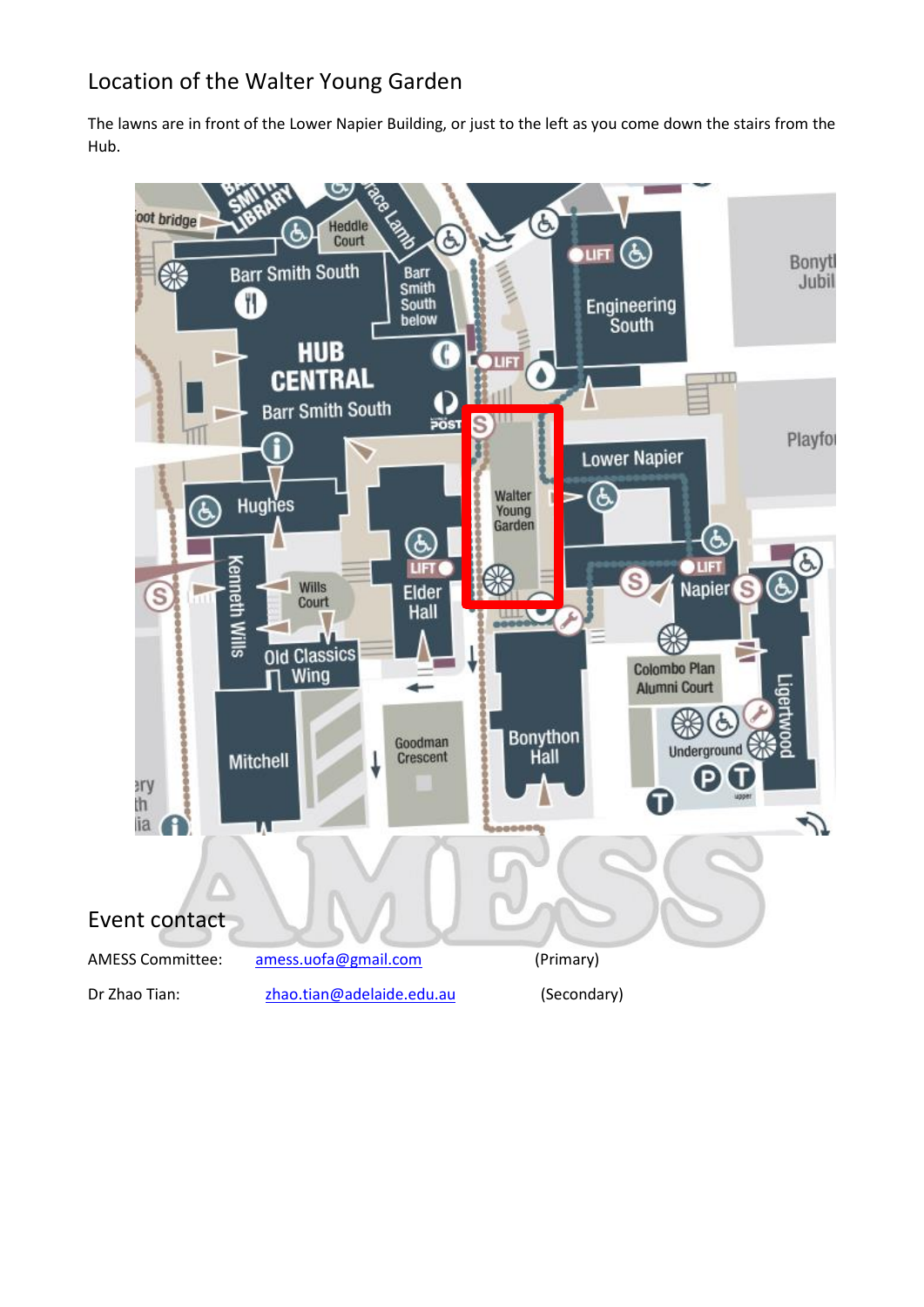## Location of the Walter Young Garden

The lawns are in front of the Lower Napier Building, or just to the left as you come down the stairs from the Hub.

## Event contact

AMESS Committee: amess.uofa@gmail.com (Primary)

Dr Zhao Tian: zhao.tian@adelaide.edu.au (Secondary)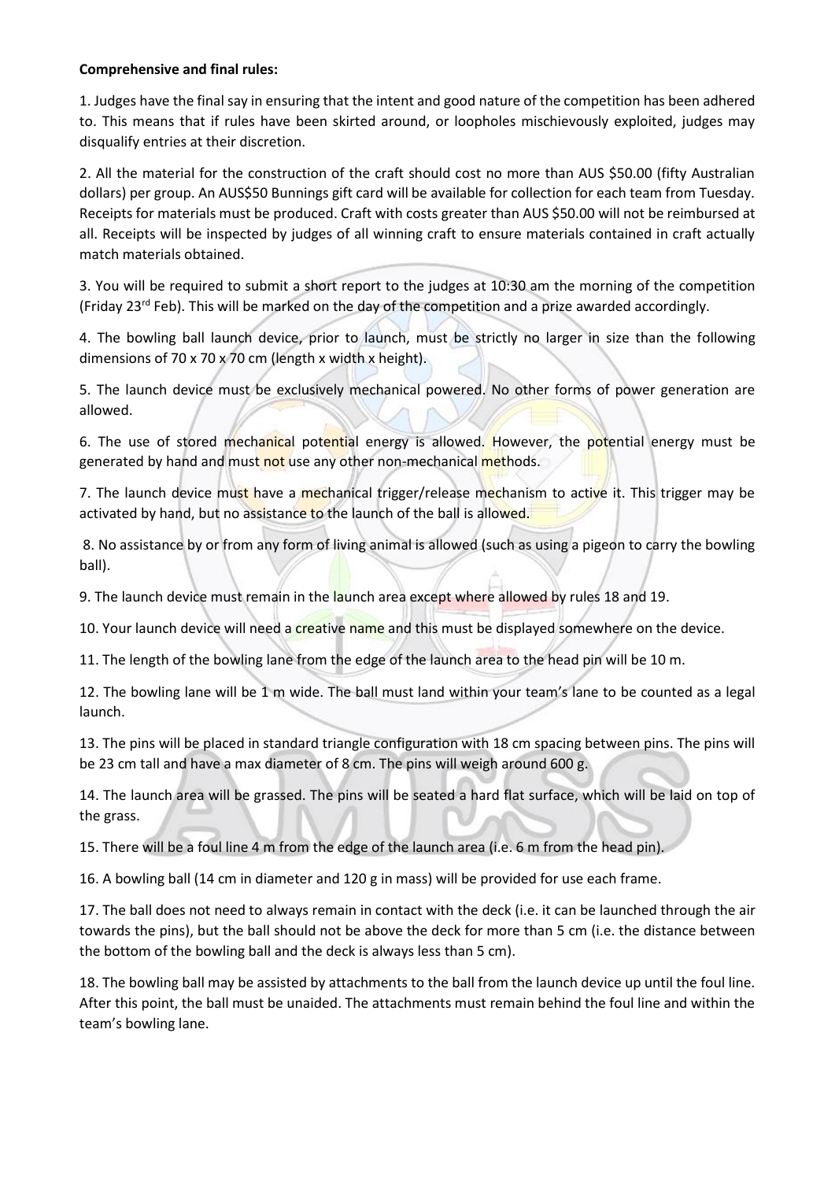**Comprehensive and final rules:**

1. Judges have the final say in ensuring that the intent and good nature of the competition has been adhered to. This means that if rules have been skirted around, or loopholes mischievously exploited, judges may disqualify entries at their discretion.

2. All the material for the construction of the craft should cost no more than AUS $50.00 (fifty Australian dollars) per group. An AUS$50 Bunnings gift card will be available for collection for each team from Tuesday. Receipts for materials must be produced. Craft with costs greater than AUS $50.00 will not be reimbursed at all. Receipts will be inspected by judges of all winning craft to ensure materials contained in craft actually match materials obtained.

3. You will be required to submit a short report to the judges at 10:30 am the morning of the competition (Friday 23rd Feb). This will be marked on the day of the competition and a prize awarded accordingly.

4. The bowling ball launch device, prior to launch, must be strictly no larger in size than the following dimensions of 70 x 70 x 70 cm (length x width x height).

5. The launch device must be exclusively mechanical powered. No other forms of power generation are allowed.

6. The use of stored mechanical potential energy is allowed. However, the potential energy must be generated by hand and must not use any other non-mechanical methods.

7. The launch device must have a mechanical trigger/release mechanism to active it. This trigger may be activated by hand, but no assistance to the launch of the ball is allowed.

8. No assistance by or from any form of living animal is allowed (such as using a pigeon to carry the bowling ball).

9. The launch device must remain in the launch area except where allowed by rules 18 and 19.

10. Your launch device will need a creative name and this must be displayed somewhere on the device.

11. The length of the bowling lane from the edge of the launch area to the head pin will be 10 m.

12. The bowling lane will be 1 m wide. The ball must land within your team's lane to be counted as a legal launch.

13. The pins will be placed in standard triangle configuration with 18 cm spacing between pins. The pins will be 23 cm tall and have a max diameter of 8 cm. The pins will weigh around 600 g.

14. The launch area will be grassed. The pins will be seated a hard flat surface, which will be laid on top of the grass.

15. There will be a foul line 4 m from the edge of the launch area (i.e. 6 m from the head pin).

16. A bowling ball (14 cm in diameter and 120 g in mass) will be provided for use each frame.

17. The ball does not need to always remain in contact with the deck (i.e. it can be launched through the air towards the pins), but the ball should not be above the deck for more than 5 cm (i.e. the distance between the bottom of the bowling ball and the deck is always less than 5 cm).

18. The bowling ball may be assisted by attachments to the ball from the launch device up until the foul line. After this point, the ball must be unaided. The attachments must remain behind the foul line and within the team's bowling lane.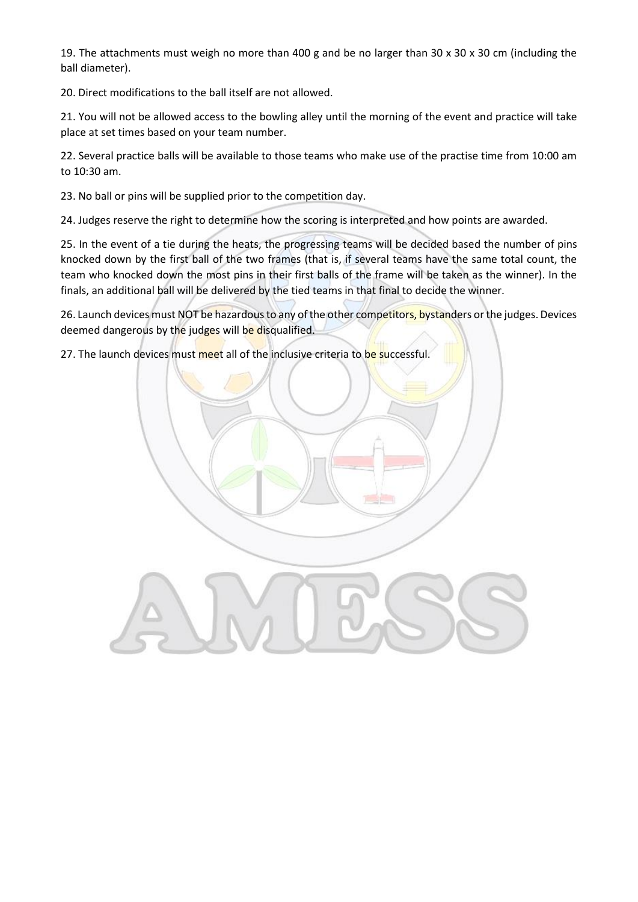19. The attachments must weigh no more than 400 g and be no larger than 30 x 30 x 30 cm (including the ball diameter).

20. Direct modifications to the ball itself are not allowed.

21. You will not be allowed access to the bowling alley until the morning of the event and practice will take place at set times based on your team number.

22. Several practice balls will be available to those teams who make use of the practise time from 10:00 am to 10:30 am.

23. No ball or pins will be supplied prior to the competition day.

24. Judges reserve the right to determine how the scoring is interpreted and how points are awarded.

25. In the event of a tie during the heats, the progressing teams will be decided based the number of pins knocked down by the first ball of the two frames (that is, if several teams have the same total count, the team who knocked down the most pins in their first balls of the frame will be taken as the winner). In the finals, an additional ball will be delivered by the tied teams in that final to decide the winner.

26. Launch devices must NOT be hazardous to any of the other competitors, bystanders or the judges. Devices deemed dangerous by the judges will be disqualified.

27. The launch devices must meet all of the inclusive criteria to be successful.